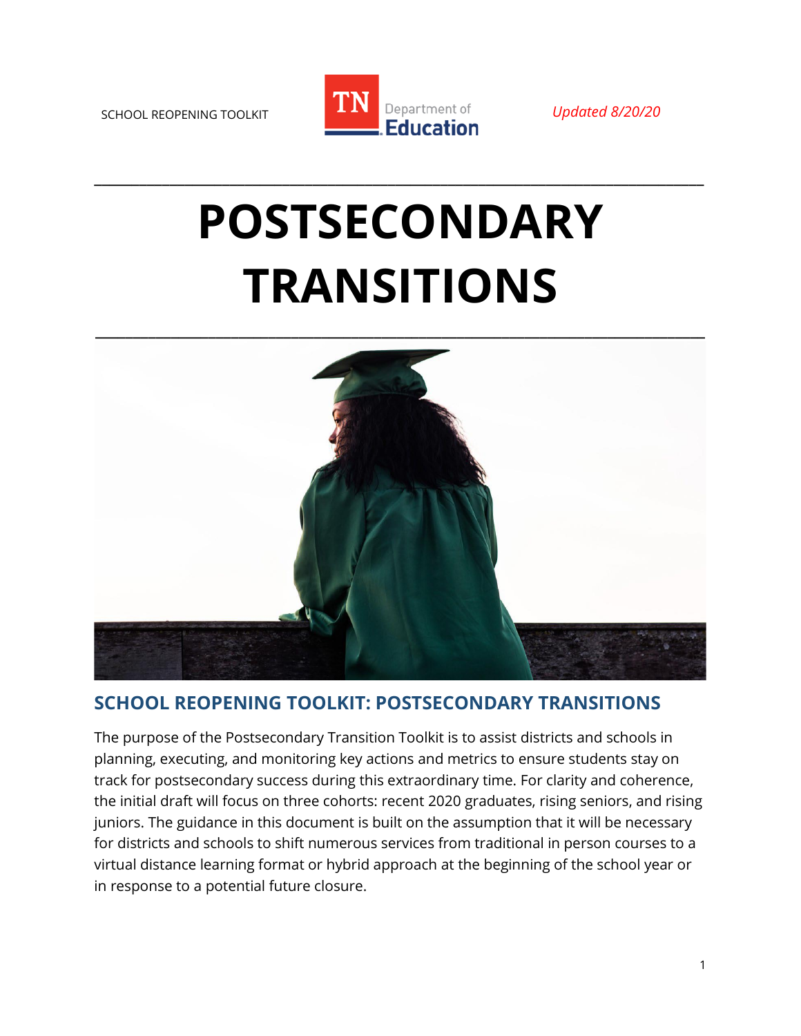SCHOOL REOPENING TOOLKIT

*Updated 8/20/20*

# POSTSECONDARY TRANSITIONS

## SCHOOL REOPENING TOOLKIT: POSTSECONDARY TRANSITIONS

The purpose of the Postsecondary Transition Toolkit is to assist districts and schools in planning, executing, and monitoring key actions and metrics to ensure students stay on track for postsecondary success during this extraordinary time. For clarity and coherence, the initial draft will focus on three cohorts: recent 2020 graduates, rising seniors, and rising juniors. The guidance in this document is built on the assumption that it will be necessary for districts and schools to shift numerous services from traditional in person courses to a virtual distance learning format or hybrid approach at the beginning of the school year or in response to a potential future closure.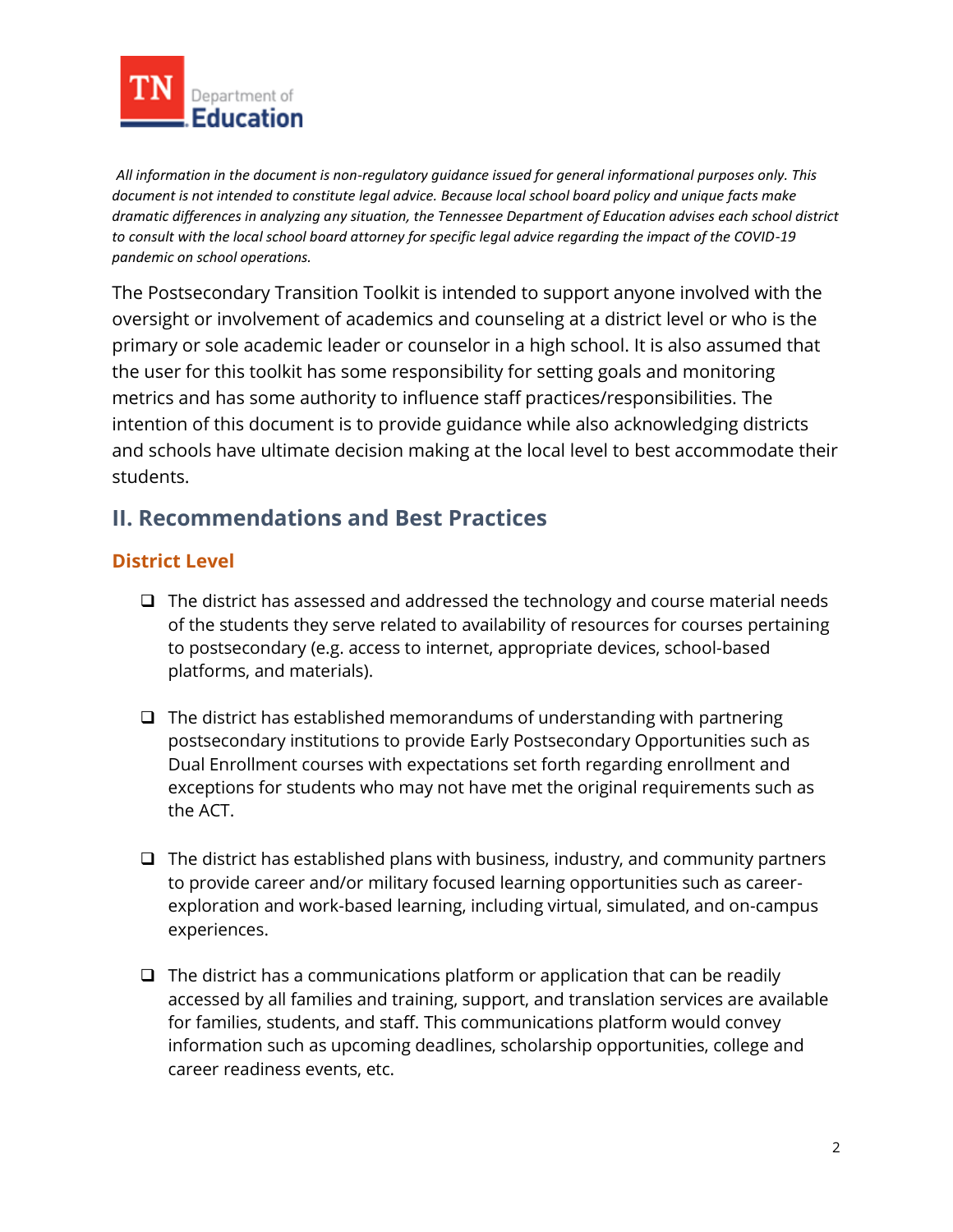*All information in the document is non-regulatory guidance issued for general informational purposes only. This document is not intended to constitute legal advice. Because local school board policy and unique facts make dramatic differences in analyzing any situation, the Tennessee Department of Education advises each school district to consult with the local school board attorney for specific legal advice regarding the impact of the COVID-19 pandemic on school operations.*

The Postsecondary Transition Toolkit is intended to support anyone involved with the oversight or involvement of academics and counseling at a district level or who is the primary or sole academic leader or counselor in a high school. It is also assumed that the user for this toolkit has some responsibility for setting goals and monitoring metrics and has some authority to influence staff practices/responsibilities. The intention of this document is to provide guidance while also acknowledging districts and schools have ultimate decision making at the local level to best accommodate their students.

## II. Recommendations and Best Practices

### District Level

- ❑ The district has assessed and addressed the technology and course material needs of the students they serve related to availability of resources for courses pertaining to postsecondary (e.g. access to internet, appropriate devices, school-based platforms, and materials).

- ❑ The district has established memorandums of understanding with partnering postsecondary institutions to provide Early Postsecondary Opportunities such as Dual Enrollment courses with expectations set forth regarding enrollment and exceptions for students who may not have met the original requirements such as the ACT.

- ❑ The district has established plans with business, industry, and community partners to provide career and/or military focused learning opportunities such as career-exploration and work-based learning, including virtual, simulated, and on-campus experiences.

- ❑ The district has a communications platform or application that can be readily accessed by all families and training, support, and translation services are available for families, students, and staff. This communications platform would convey information such as upcoming deadlines, scholarship opportunities, college and career readiness events, etc.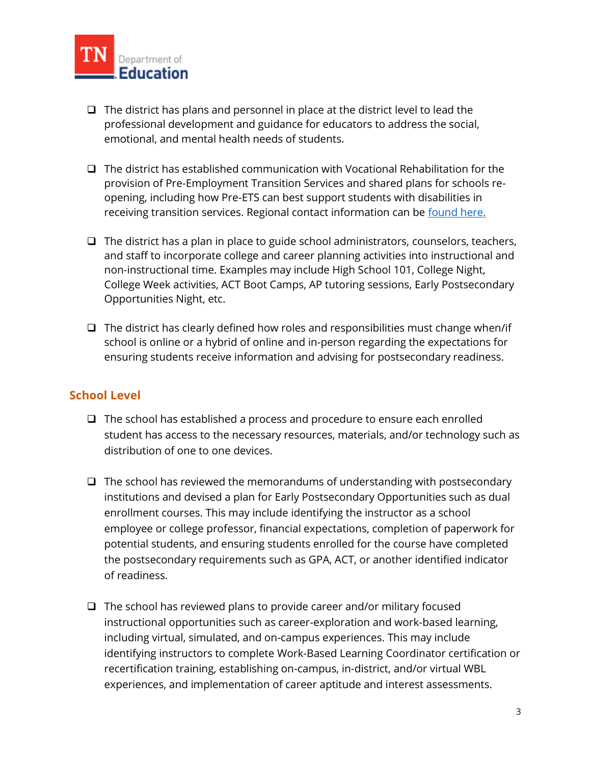- [ ] The district has plans and personnel in place at the district level to lead the professional development and guidance for educators to address the social, emotional, and mental health needs of students.

- [ ] The district has established communication with Vocational Rehabilitation for the provision of Pre-Employment Transition Services and shared plans for schools re-opening, including how Pre-ETS can best support students with disabilities in receiving transition services. Regional contact information can be found here.

- [ ] The district has a plan in place to guide school administrators, counselors, teachers, and staff to incorporate college and career planning activities into instructional and non-instructional time. Examples may include High School 101, College Night, College Week activities, ACT Boot Camps, AP tutoring sessions, Early Postsecondary Opportunities Night, etc.

- [ ] The district has clearly defined how roles and responsibilities must change when/if school is online or a hybrid of online and in-person regarding the expectations for ensuring students receive information and advising for postsecondary readiness.

## School Level

- [ ] The school has established a process and procedure to ensure each enrolled student has access to the necessary resources, materials, and/or technology such as distribution of one to one devices.

- [ ] The school has reviewed the memorandums of understanding with postsecondary institutions and devised a plan for Early Postsecondary Opportunities such as dual enrollment courses. This may include identifying the instructor as a school employee or college professor, financial expectations, completion of paperwork for potential students, and ensuring students enrolled for the course have completed the postsecondary requirements such as GPA, ACT, or another identified indicator of readiness.

- [ ] The school has reviewed plans to provide career and/or military focused instructional opportunities such as career-exploration and work-based learning, including virtual, simulated, and on-campus experiences. This may include identifying instructors to complete Work-Based Learning Coordinator certification or recertification training, establishing on-campus, in-district, and/or virtual WBL experiences, and implementation of career aptitude and interest assessments.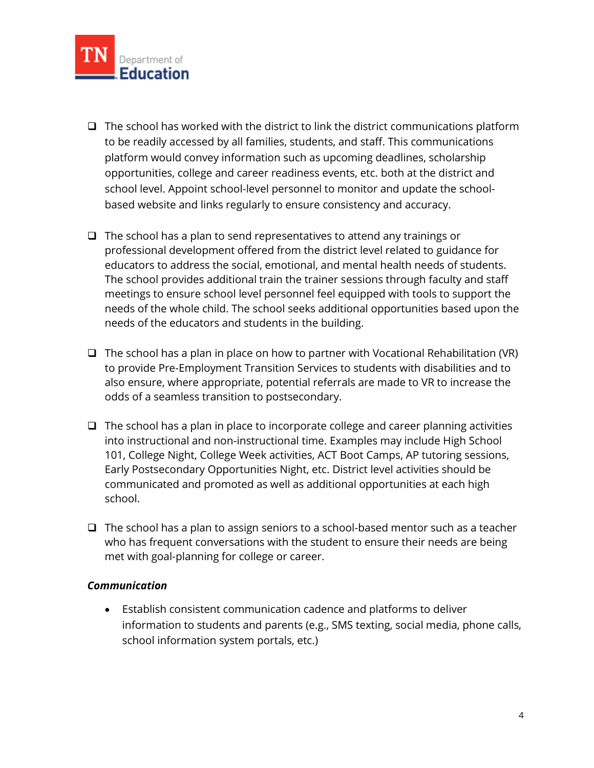- [ ] The school has worked with the district to link the district communications platform to be readily accessed by all families, students, and staff. This communications platform would convey information such as upcoming deadlines, scholarship opportunities, college and career readiness events, etc. both at the district and school level. Appoint school-level personnel to monitor and update the school-based website and links regularly to ensure consistency and accuracy.

- [ ] The school has a plan to send representatives to attend any trainings or professional development offered from the district level related to guidance for educators to address the social, emotional, and mental health needs of students. The school provides additional train the trainer sessions through faculty and staff meetings to ensure school level personnel feel equipped with tools to support the needs of the whole child. The school seeks additional opportunities based upon the needs of the educators and students in the building.

- [ ] The school has a plan in place on how to partner with Vocational Rehabilitation (VR) to provide Pre-Employment Transition Services to students with disabilities and to also ensure, where appropriate, potential referrals are made to VR to increase the odds of a seamless transition to postsecondary.

- [ ] The school has a plan in place to incorporate college and career planning activities into instructional and non-instructional time. Examples may include High School 101, College Night, College Week activities, ACT Boot Camps, AP tutoring sessions, Early Postsecondary Opportunities Night, etc. District level activities should be communicated and promoted as well as additional opportunities at each high school.

- [ ] The school has a plan to assign seniors to a school-based mentor such as a teacher who has frequent conversations with the student to ensure their needs are being met with goal-planning for college or career.

***Communication***

- Establish consistent communication cadence and platforms to deliver information to students and parents (e.g., SMS texting, social media, phone calls, school information system portals, etc.)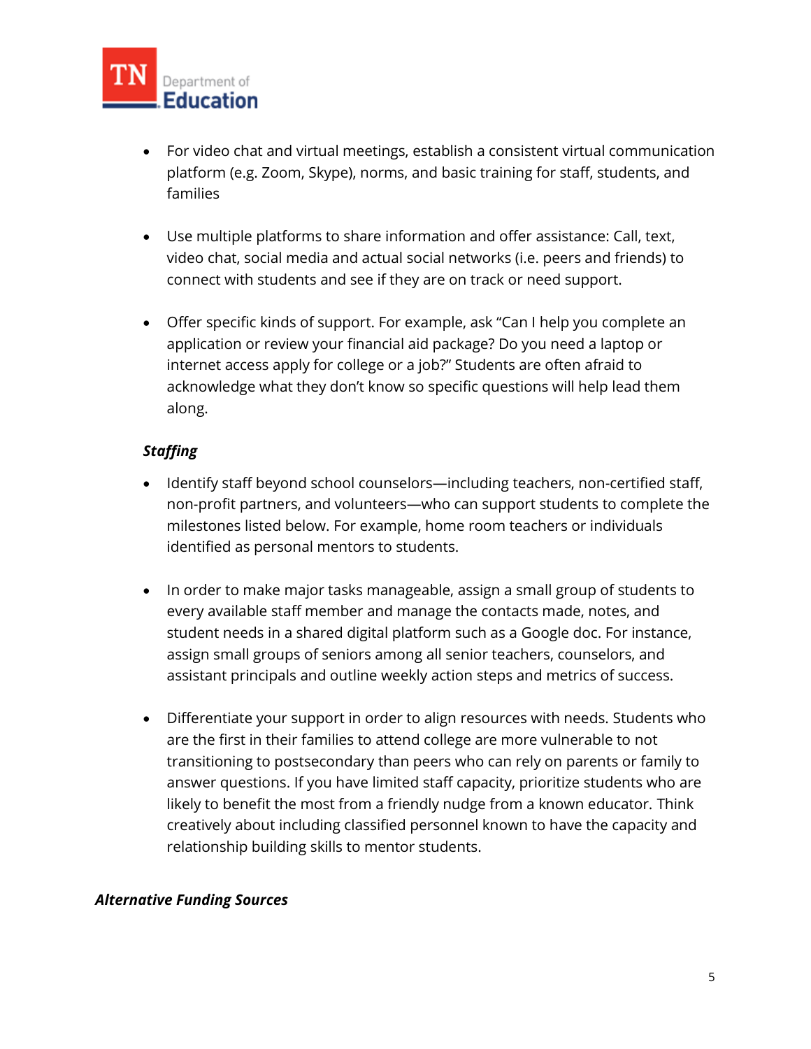- For video chat and virtual meetings, establish a consistent virtual communication platform (e.g. Zoom, Skype), norms, and basic training for staff, students, and families

- Use multiple platforms to share information and offer assistance: Call, text, video chat, social media and actual social networks (i.e. peers and friends) to connect with students and see if they are on track or need support.

- Offer specific kinds of support. For example, ask "Can I help you complete an application or review your financial aid package? Do you need a laptop or internet access apply for college or a job?" Students are often afraid to acknowledge what they don't know so specific questions will help lead them along.

***Staffing***

- Identify staff beyond school counselors—including teachers, non-certified staff, non-profit partners, and volunteers—who can support students to complete the milestones listed below. For example, home room teachers or individuals identified as personal mentors to students.

- In order to make major tasks manageable, assign a small group of students to every available staff member and manage the contacts made, notes, and student needs in a shared digital platform such as a Google doc. For instance, assign small groups of seniors among all senior teachers, counselors, and assistant principals and outline weekly action steps and metrics of success.

- Differentiate your support in order to align resources with needs. Students who are the first in their families to attend college are more vulnerable to not transitioning to postsecondary than peers who can rely on parents or family to answer questions. If you have limited staff capacity, prioritize students who are likely to benefit the most from a friendly nudge from a known educator. Think creatively about including classified personnel known to have the capacity and relationship building skills to mentor students.

***Alternative Funding Sources***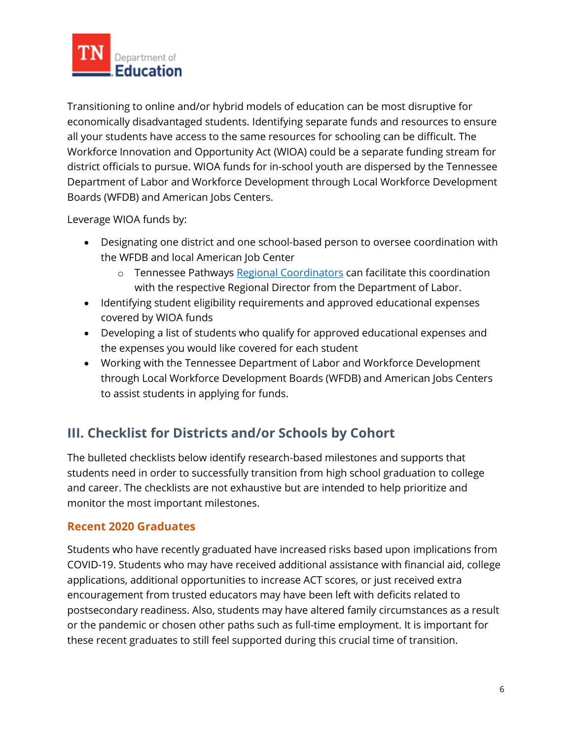Transitioning to online and/or hybrid models of education can be most disruptive for economically disadvantaged students. Identifying separate funds and resources to ensure all your students have access to the same resources for schooling can be difficult. The Workforce Innovation and Opportunity Act (WIOA) could be a separate funding stream for district officials to pursue. WIOA funds for in-school youth are dispersed by the Tennessee Department of Labor and Workforce Development through Local Workforce Development Boards (WFDB) and American Jobs Centers.

Leverage WIOA funds by:

- Designating one district and one school-based person to oversee coordination with the WFDB and local American Job Center
  - Tennessee Pathways [Regional Coordinators](#) can facilitate this coordination with the respective Regional Director from the Department of Labor.
- Identifying student eligibility requirements and approved educational expenses covered by WIOA funds
- Developing a list of students who qualify for approved educational expenses and the expenses you would like covered for each student
- Working with the Tennessee Department of Labor and Workforce Development through Local Workforce Development Boards (WFDB) and American Jobs Centers to assist students in applying for funds.

## III. Checklist for Districts and/or Schools by Cohort

The bulleted checklists below identify research-based milestones and supports that students need in order to successfully transition from high school graduation to college and career. The checklists are not exhaustive but are intended to help prioritize and monitor the most important milestones.

### Recent 2020 Graduates

Students who have recently graduated have increased risks based upon implications from COVID-19. Students who may have received additional assistance with financial aid, college applications, additional opportunities to increase ACT scores, or just received extra encouragement from trusted educators may have been left with deficits related to postsecondary readiness. Also, students may have altered family circumstances as a result or the pandemic or chosen other paths such as full-time employment. It is important for these recent graduates to still feel supported during this crucial time of transition.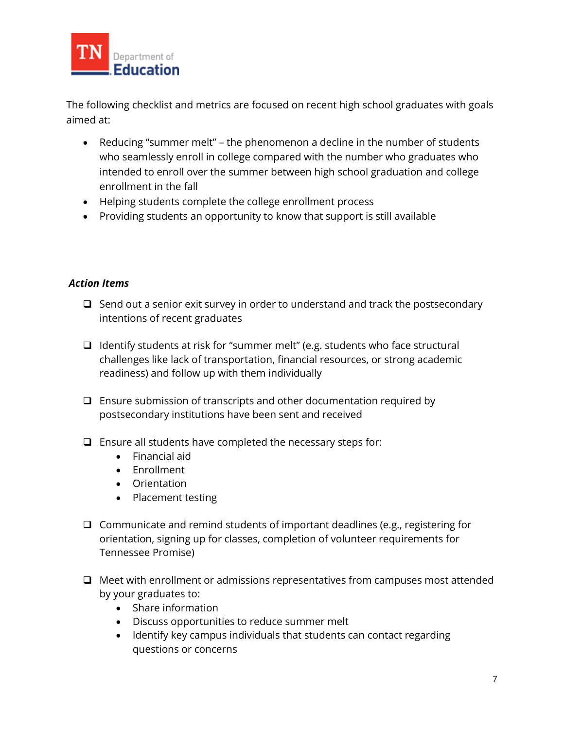The following checklist and metrics are focused on recent high school graduates with goals aimed at:

- Reducing "summer melt" – the phenomenon a decline in the number of students who seamlessly enroll in college compared with the number who graduates who intended to enroll over the summer between high school graduation and college enrollment in the fall
- Helping students complete the college enrollment process
- Providing students an opportunity to know that support is still available

***Action Items***

- [ ] Send out a senior exit survey in order to understand and track the postsecondary intentions of recent graduates

- [ ] Identify students at risk for "summer melt" (e.g. students who face structural challenges like lack of transportation, financial resources, or strong academic readiness) and follow up with them individually

- [ ] Ensure submission of transcripts and other documentation required by postsecondary institutions have been sent and received

- [ ] Ensure all students have completed the necessary steps for:
  - Financial aid
  - Enrollment
  - Orientation
  - Placement testing

- [ ] Communicate and remind students of important deadlines (e.g., registering for orientation, signing up for classes, completion of volunteer requirements for Tennessee Promise)

- [ ] Meet with enrollment or admissions representatives from campuses most attended by your graduates to:
  - Share information
  - Discuss opportunities to reduce summer melt
  - Identify key campus individuals that students can contact regarding questions or concerns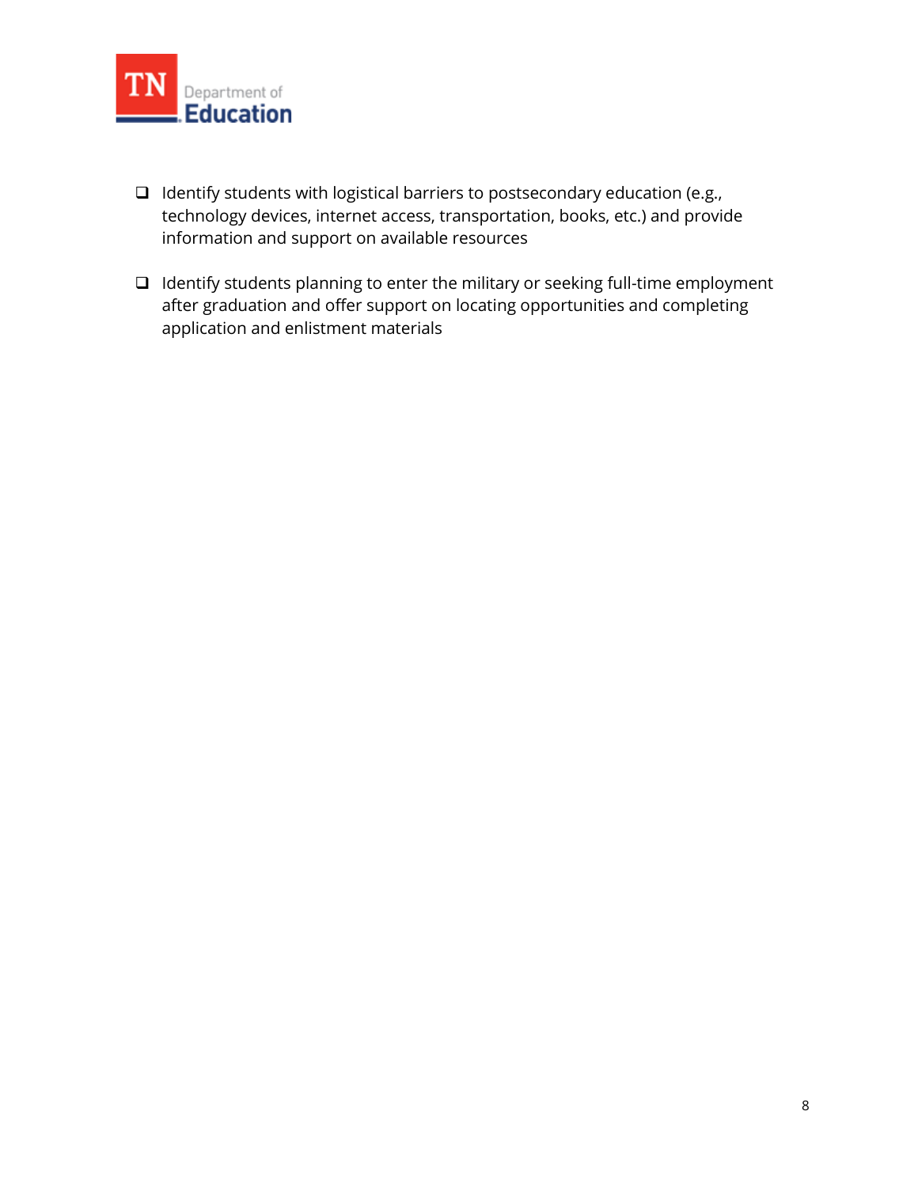- [ ] Identify students with logistical barriers to postsecondary education (e.g., technology devices, internet access, transportation, books, etc.) and provide information and support on available resources

- [ ] Identify students planning to enter the military or seeking full-time employment after graduation and offer support on locating opportunities and completing application and enlistment materials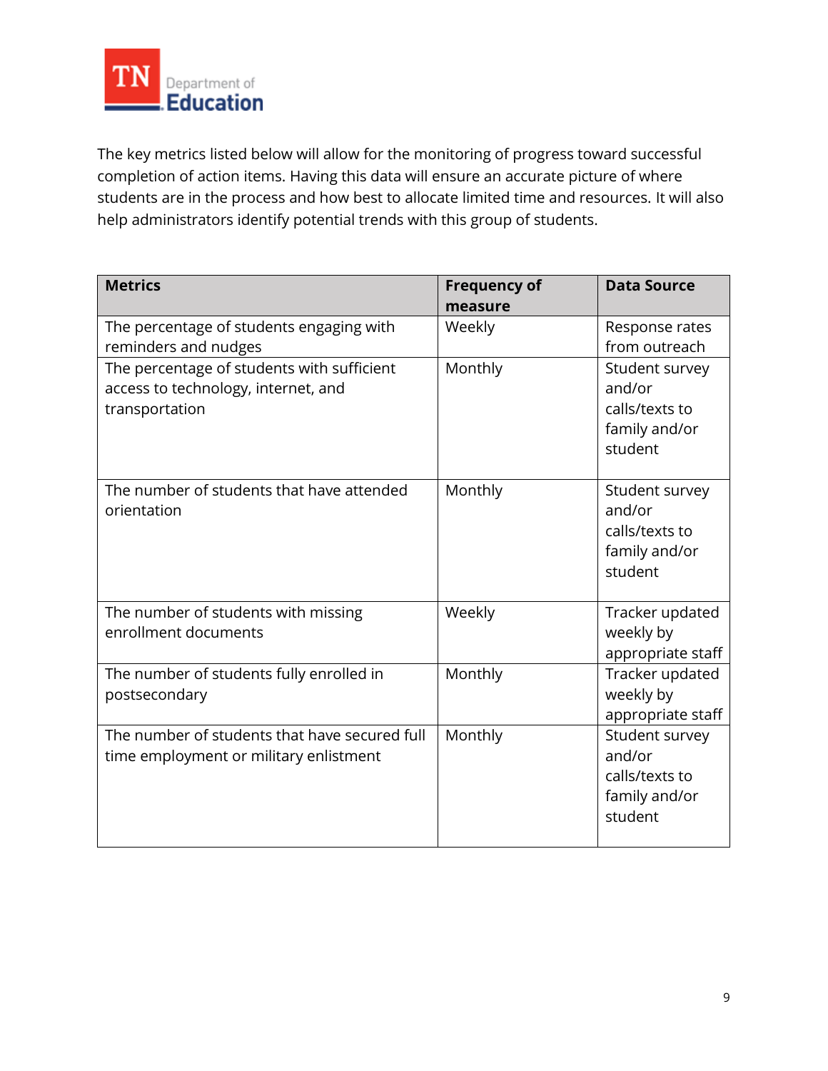The key metrics listed below will allow for the monitoring of progress toward successful completion of action items. Having this data will ensure an accurate picture of where students are in the process and how best to allocate limited time and resources. It will also help administrators identify potential trends with this group of students.

| Metrics | Frequency of measure | Data Source |
|---|---|---|
| The percentage of students engaging with reminders and nudges | Weekly | Response rates from outreach |
| The percentage of students with sufficient access to technology, internet, and transportation | Monthly | Student survey and/or calls/texts to family and/or student |
| The number of students that have attended orientation | Monthly | Student survey and/or calls/texts to family and/or student |
| The number of students with missing enrollment documents | Weekly | Tracker updated weekly by appropriate staff |
| The number of students fully enrolled in postsecondary | Monthly | Tracker updated weekly by appropriate staff |
| The number of students that have secured full time employment or military enlistment | Monthly | Student survey and/or calls/texts to family and/or student |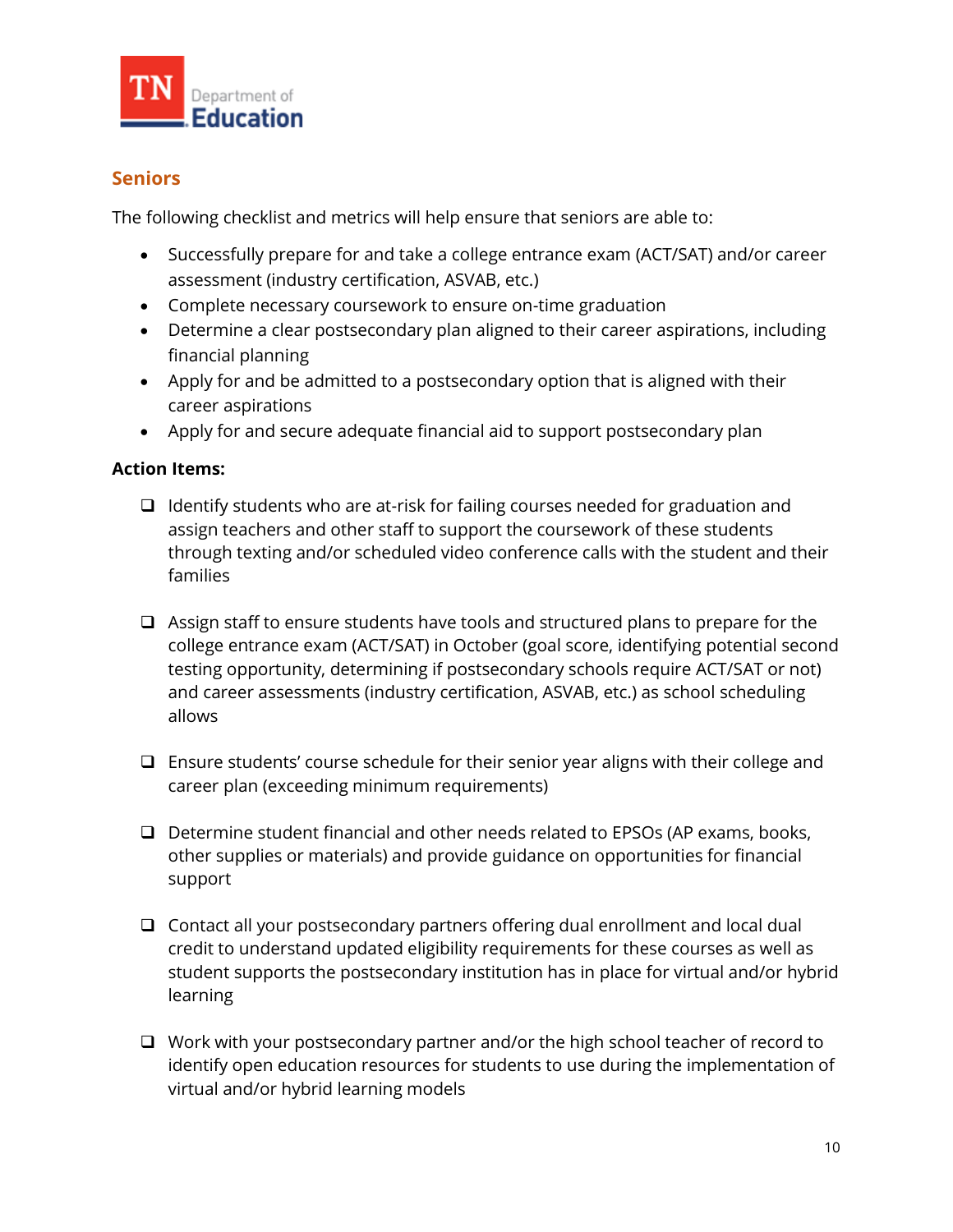## Seniors

The following checklist and metrics will help ensure that seniors are able to:

- Successfully prepare for and take a college entrance exam (ACT/SAT) and/or career assessment (industry certification, ASVAB, etc.)
- Complete necessary coursework to ensure on-time graduation
- Determine a clear postsecondary plan aligned to their career aspirations, including financial planning
- Apply for and be admitted to a postsecondary option that is aligned with their career aspirations
- Apply for and secure adequate financial aid to support postsecondary plan

**Action Items:**

- [ ] Identify students who are at-risk for failing courses needed for graduation and assign teachers and other staff to support the coursework of these students through texting and/or scheduled video conference calls with the student and their families

- [ ] Assign staff to ensure students have tools and structured plans to prepare for the college entrance exam (ACT/SAT) in October (goal score, identifying potential second testing opportunity, determining if postsecondary schools require ACT/SAT or not) and career assessments (industry certification, ASVAB, etc.) as school scheduling allows

- [ ] Ensure students' course schedule for their senior year aligns with their college and career plan (exceeding minimum requirements)

- [ ] Determine student financial and other needs related to EPSOs (AP exams, books, other supplies or materials) and provide guidance on opportunities for financial support

- [ ] Contact all your postsecondary partners offering dual enrollment and local dual credit to understand updated eligibility requirements for these courses as well as student supports the postsecondary institution has in place for virtual and/or hybrid learning

- [ ] Work with your postsecondary partner and/or the high school teacher of record to identify open education resources for students to use during the implementation of virtual and/or hybrid learning models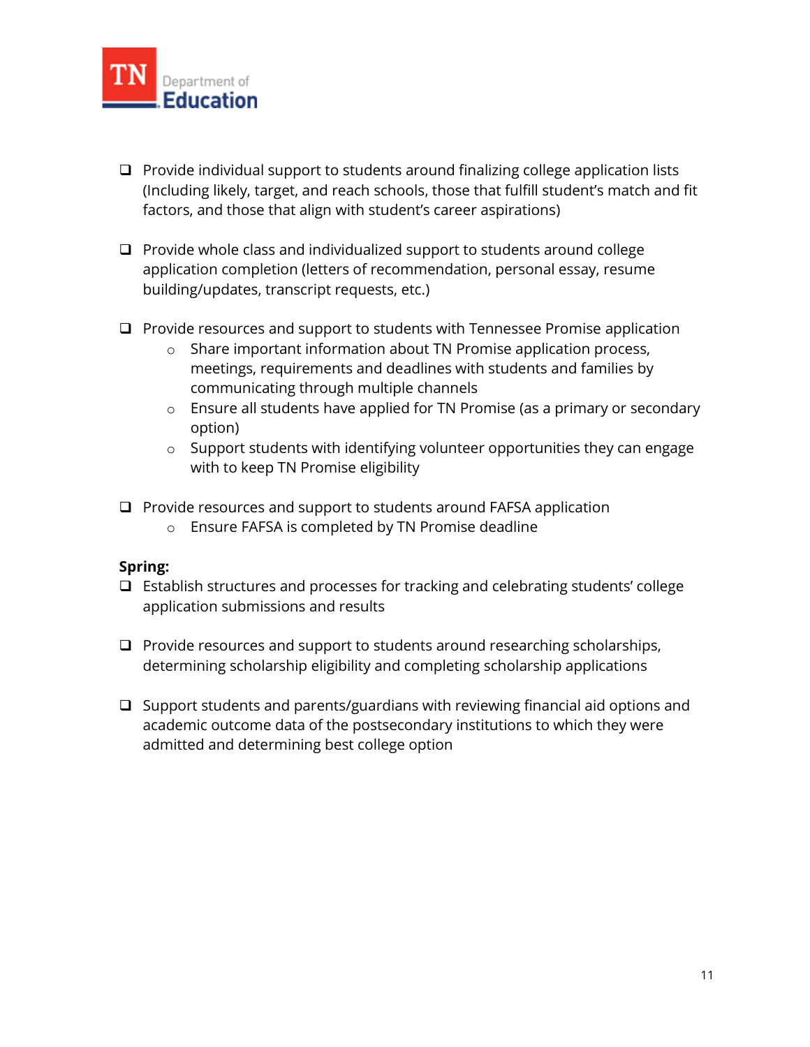- [ ] Provide individual support to students around finalizing college application lists (Including likely, target, and reach schools, those that fulfill student's match and fit factors, and those that align with student's career aspirations)

- [ ] Provide whole class and individualized support to students around college application completion (letters of recommendation, personal essay, resume building/updates, transcript requests, etc.)

- [ ] Provide resources and support to students with Tennessee Promise application
    - Share important information about TN Promise application process, meetings, requirements and deadlines with students and families by communicating through multiple channels
    - Ensure all students have applied for TN Promise (as a primary or secondary option)
    - Support students with identifying volunteer opportunities they can engage with to keep TN Promise eligibility

- [ ] Provide resources and support to students around FAFSA application
    - Ensure FAFSA is completed by TN Promise deadline

**Spring:**

- [ ] Establish structures and processes for tracking and celebrating students' college application submissions and results

- [ ] Provide resources and support to students around researching scholarships, determining scholarship eligibility and completing scholarship applications

- [ ] Support students and parents/guardians with reviewing financial aid options and academic outcome data of the postsecondary institutions to which they were admitted and determining best college option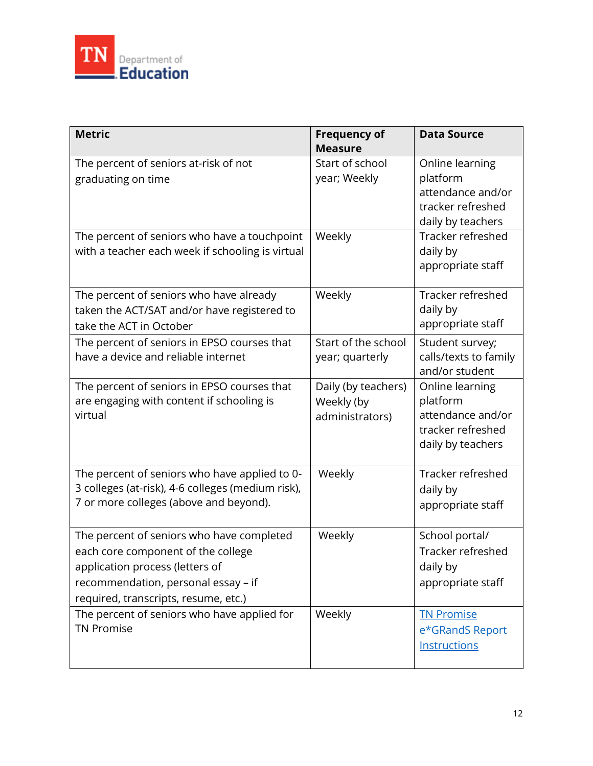| Metric | Frequency of Measure | Data Source |
|---|---|---|
| The percent of seniors at-risk of not graduating on time | Start of school year; Weekly | Online learning platform attendance and/or tracker refreshed daily by teachers |
| The percent of seniors who have a touchpoint with a teacher each week if schooling is virtual | Weekly | Tracker refreshed daily by appropriate staff |
| The percent of seniors who have already taken the ACT/SAT and/or have registered to take the ACT in October | Weekly | Tracker refreshed daily by appropriate staff |
| The percent of seniors in EPSO courses that have a device and reliable internet | Start of the school year; quarterly | Student survey; calls/texts to family and/or student |
| The percent of seniors in EPSO courses that are engaging with content if schooling is virtual | Daily (by teachers) Weekly (by administrators) | Online learning platform attendance and/or tracker refreshed daily by teachers |
| The percent of seniors who have applied to 0-3 colleges (at-risk), 4-6 colleges (medium risk), 7 or more colleges (above and beyond). | Weekly | Tracker refreshed daily by appropriate staff |
| The percent of seniors who have completed each core component of the college application process (letters of recommendation, personal essay – if required, transcripts, resume, etc.) | Weekly | School portal/ Tracker refreshed daily by appropriate staff |
| The percent of seniors who have applied for TN Promise | Weekly | [TN Promise e*GRandS Report Instructions]() |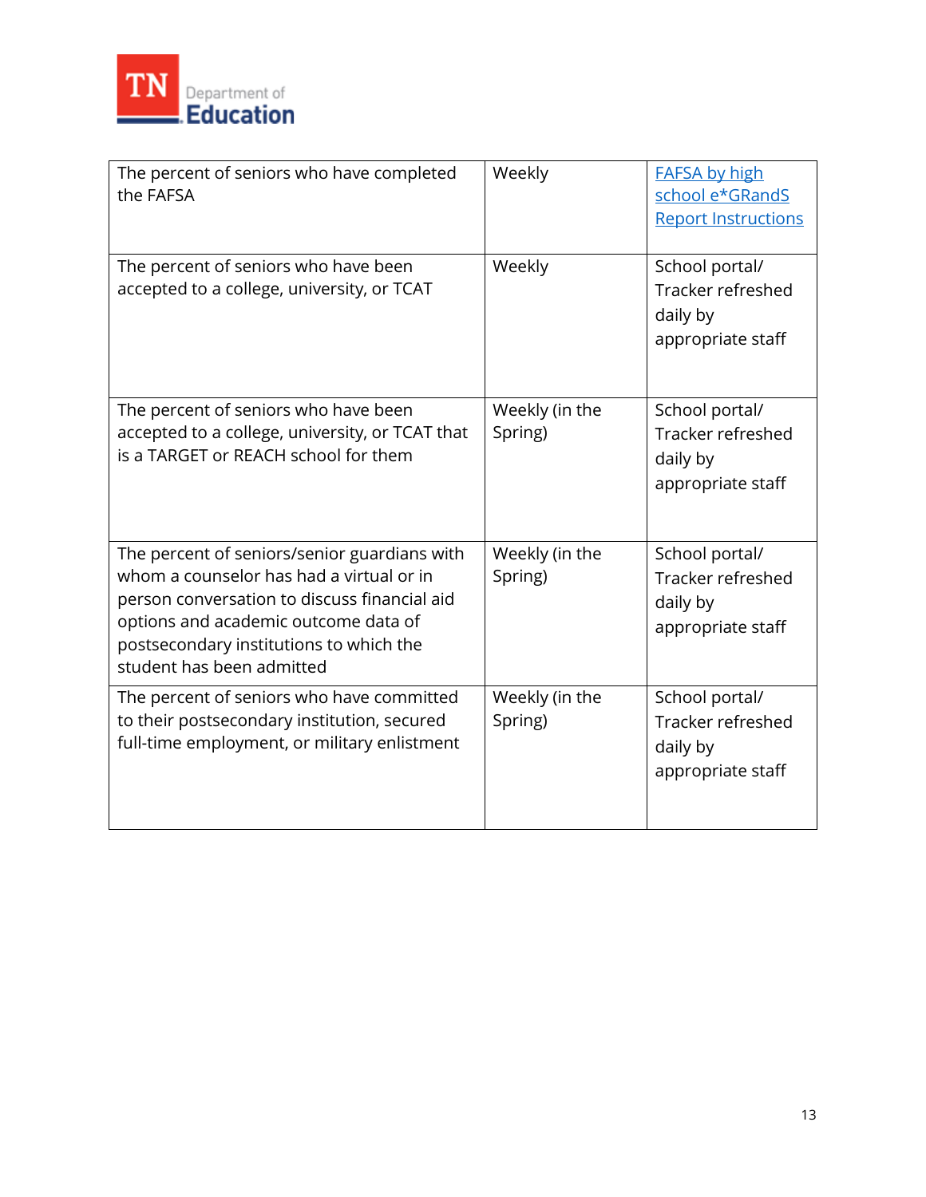| | | |
|---|---|---|
| The percent of seniors who have completed the FAFSA | Weekly | FAFSA by high school e*GRandS Report Instructions |
| The percent of seniors who have been accepted to a college, university, or TCAT | Weekly | School portal/ Tracker refreshed daily by appropriate staff |
| The percent of seniors who have been accepted to a college, university, or TCAT that is a TARGET or REACH school for them | Weekly (in the Spring) | School portal/ Tracker refreshed daily by appropriate staff |
| The percent of seniors/senior guardians with whom a counselor has had a virtual or in person conversation to discuss financial aid options and academic outcome data of postsecondary institutions to which the student has been admitted | Weekly (in the Spring) | School portal/ Tracker refreshed daily by appropriate staff |
| The percent of seniors who have committed to their postsecondary institution, secured full-time employment, or military enlistment | Weekly (in the Spring) | School portal/ Tracker refreshed daily by appropriate staff |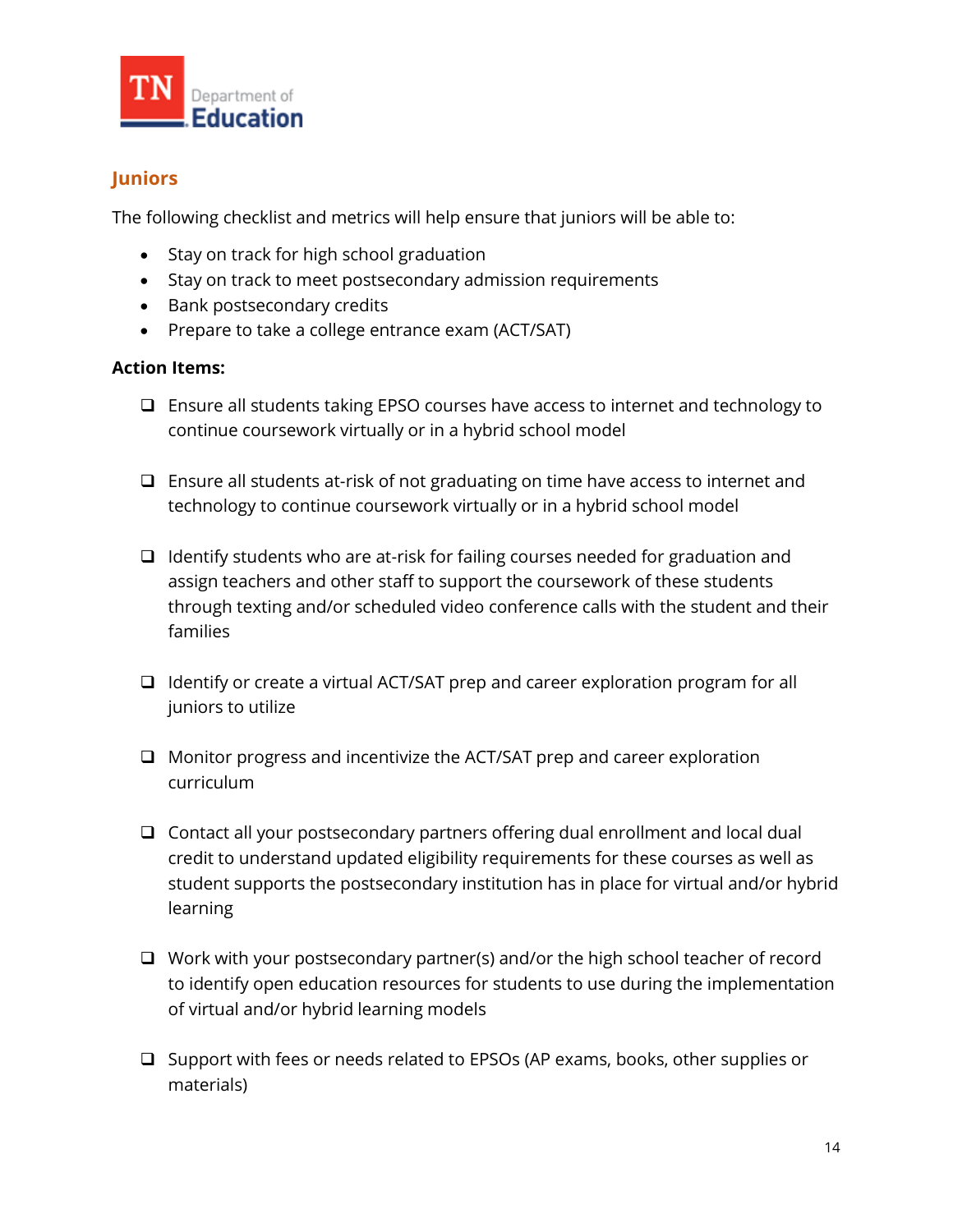## Juniors

The following checklist and metrics will help ensure that juniors will be able to:

- Stay on track for high school graduation
- Stay on track to meet postsecondary admission requirements
- Bank postsecondary credits
- Prepare to take a college entrance exam (ACT/SAT)

**Action Items:**

- [ ] Ensure all students taking EPSO courses have access to internet and technology to continue coursework virtually or in a hybrid school model
- [ ] Ensure all students at-risk of not graduating on time have access to internet and technology to continue coursework virtually or in a hybrid school model
- [ ] Identify students who are at-risk for failing courses needed for graduation and assign teachers and other staff to support the coursework of these students through texting and/or scheduled video conference calls with the student and their families
- [ ] Identify or create a virtual ACT/SAT prep and career exploration program for all juniors to utilize
- [ ] Monitor progress and incentivize the ACT/SAT prep and career exploration curriculum
- [ ] Contact all your postsecondary partners offering dual enrollment and local dual credit to understand updated eligibility requirements for these courses as well as student supports the postsecondary institution has in place for virtual and/or hybrid learning
- [ ] Work with your postsecondary partner(s) and/or the high school teacher of record to identify open education resources for students to use during the implementation of virtual and/or hybrid learning models
- [ ] Support with fees or needs related to EPSOs (AP exams, books, other supplies or materials)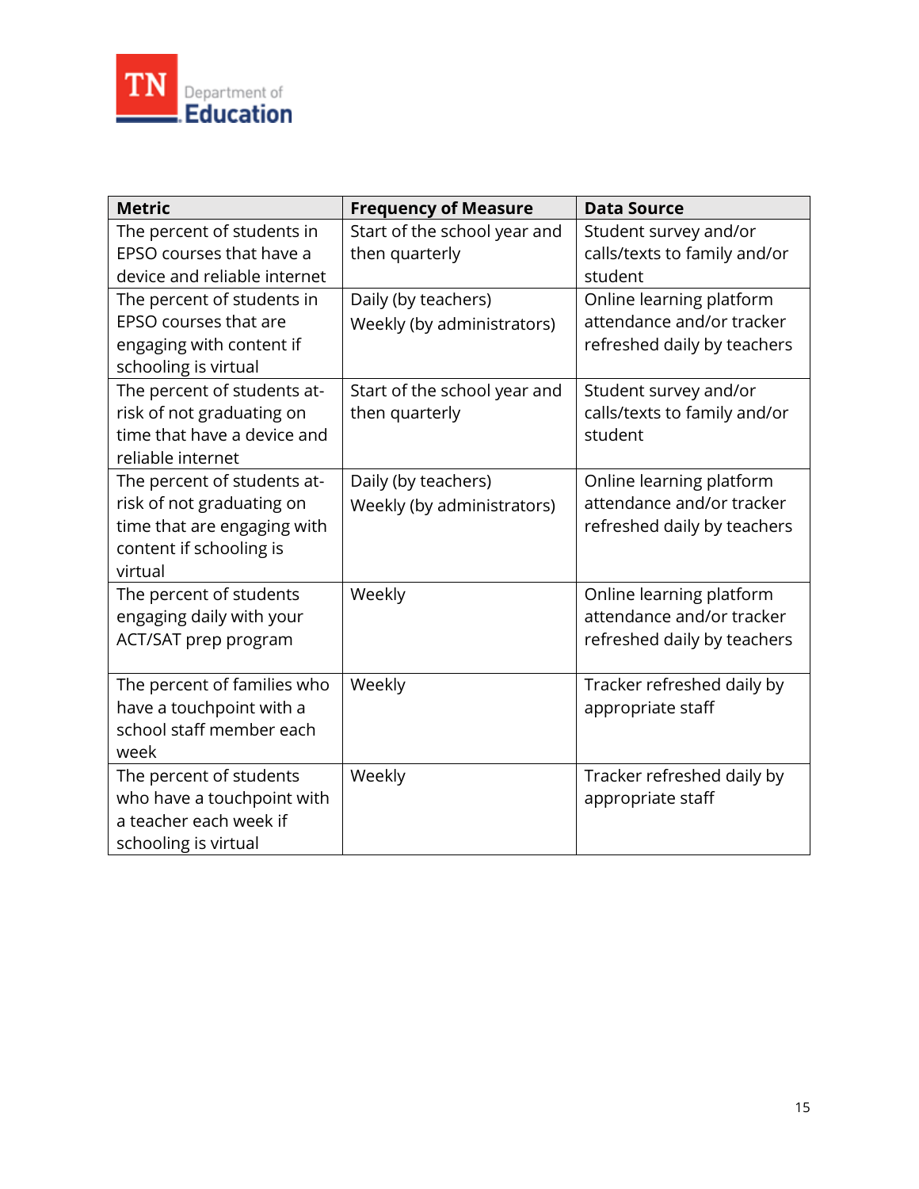| Metric | Frequency of Measure | Data Source |
|---|---|---|
| The percent of students in EPSO courses that have a device and reliable internet | Start of the school year and then quarterly | Student survey and/or calls/texts to family and/or student |
| The percent of students in EPSO courses that are engaging with content if schooling is virtual | Daily (by teachers) Weekly (by administrators) | Online learning platform attendance and/or tracker refreshed daily by teachers |
| The percent of students at-risk of not graduating on time that have a device and reliable internet | Start of the school year and then quarterly | Student survey and/or calls/texts to family and/or student |
| The percent of students at-risk of not graduating on time that are engaging with content if schooling is virtual | Daily (by teachers) Weekly (by administrators) | Online learning platform attendance and/or tracker refreshed daily by teachers |
| The percent of students engaging daily with your ACT/SAT prep program | Weekly | Online learning platform attendance and/or tracker refreshed daily by teachers |
| The percent of families who have a touchpoint with a school staff member each week | Weekly | Tracker refreshed daily by appropriate staff |
| The percent of students who have a touchpoint with a teacher each week if schooling is virtual | Weekly | Tracker refreshed daily by appropriate staff |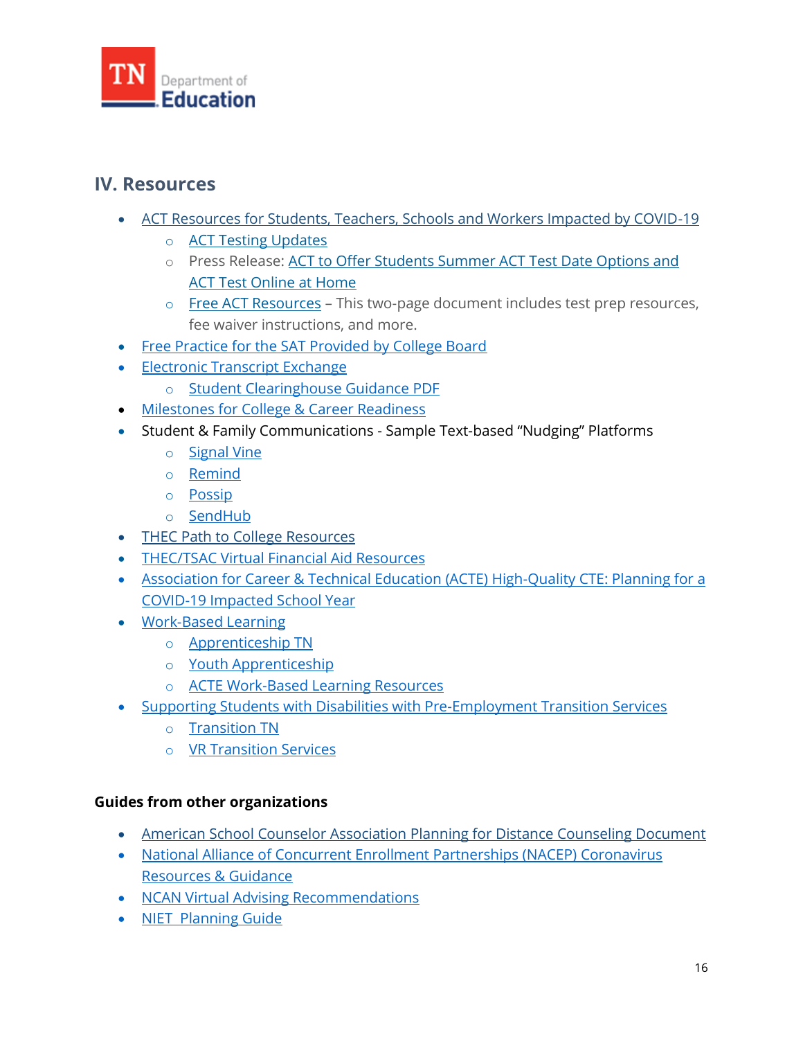## IV. Resources

- ACT Resources for Students, Teachers, Schools and Workers Impacted by COVID-19
  - ACT Testing Updates
  - Press Release: ACT to Offer Students Summer ACT Test Date Options and ACT Test Online at Home
  - Free ACT Resources – This two-page document includes test prep resources, fee waiver instructions, and more.
- Free Practice for the SAT Provided by College Board
- Electronic Transcript Exchange
  - Student Clearinghouse Guidance PDF
- Milestones for College & Career Readiness
- Student & Family Communications - Sample Text-based "Nudging" Platforms
  - Signal Vine
  - Remind
  - Possip
  - SendHub
- THEC Path to College Resources
- THEC/TSAC Virtual Financial Aid Resources
- Association for Career & Technical Education (ACTE) High-Quality CTE: Planning for a COVID-19 Impacted School Year
- Work-Based Learning
  - Apprenticeship TN
  - Youth Apprenticeship
  - ACTE Work-Based Learning Resources
- Supporting Students with Disabilities with Pre-Employment Transition Services
  - Transition TN
  - VR Transition Services

**Guides from other organizations**

- American School Counselor Association Planning for Distance Counseling Document
- National Alliance of Concurrent Enrollment Partnerships (NACEP) Coronavirus Resources & Guidance
- NCAN Virtual Advising Recommendations
- NIET Planning Guide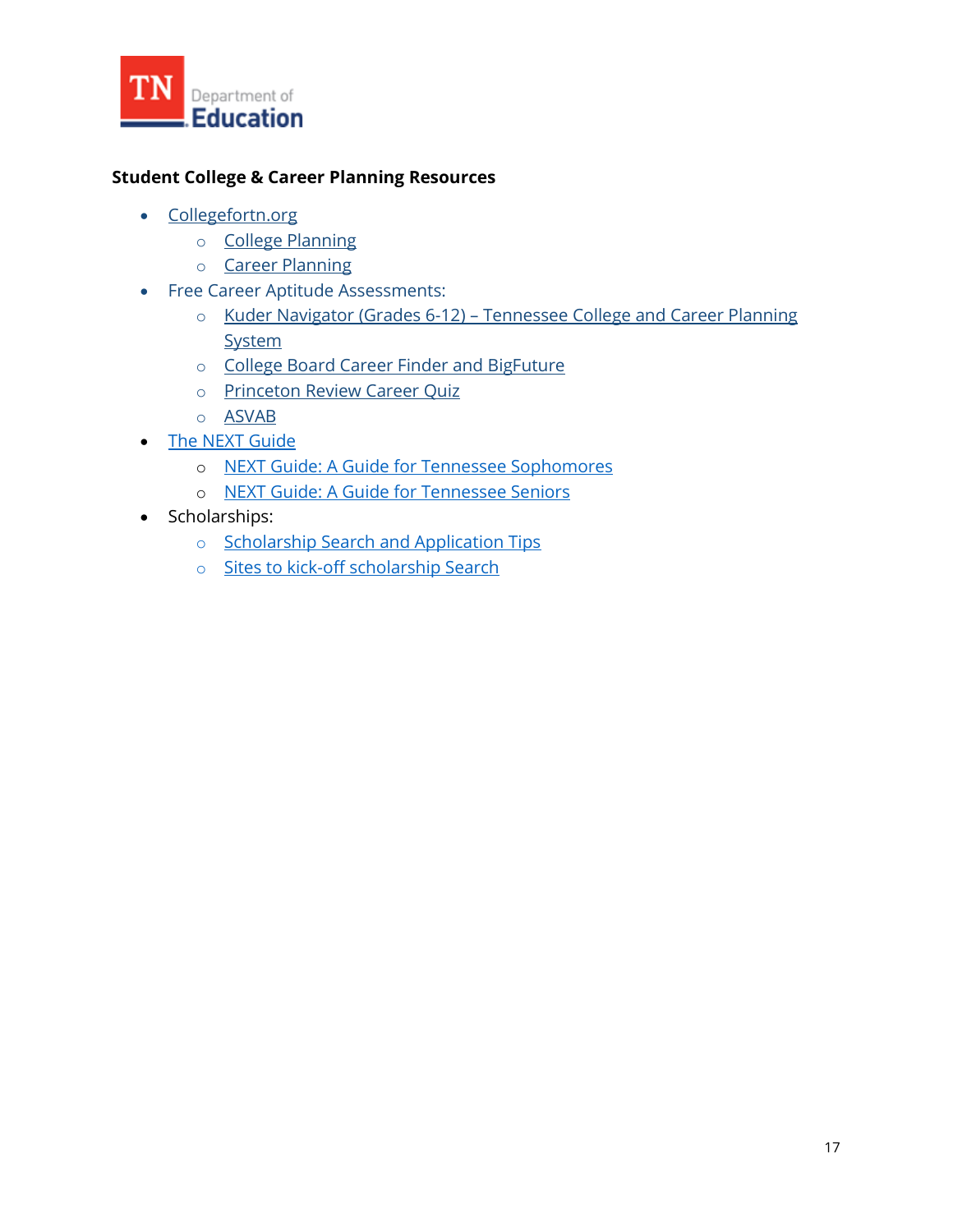**Student College & Career Planning Resources**

- Collegefortn.org
  - College Planning
  - Career Planning
- Free Career Aptitude Assessments:
  - Kuder Navigator (Grades 6-12) – Tennessee College and Career Planning System
  - College Board Career Finder and BigFuture
  - Princeton Review Career Quiz
  - ASVAB
- The NEXT Guide
  - NEXT Guide: A Guide for Tennessee Sophomores
  - NEXT Guide: A Guide for Tennessee Seniors
- Scholarships:
  - Scholarship Search and Application Tips
  - Sites to kick-off scholarship Search